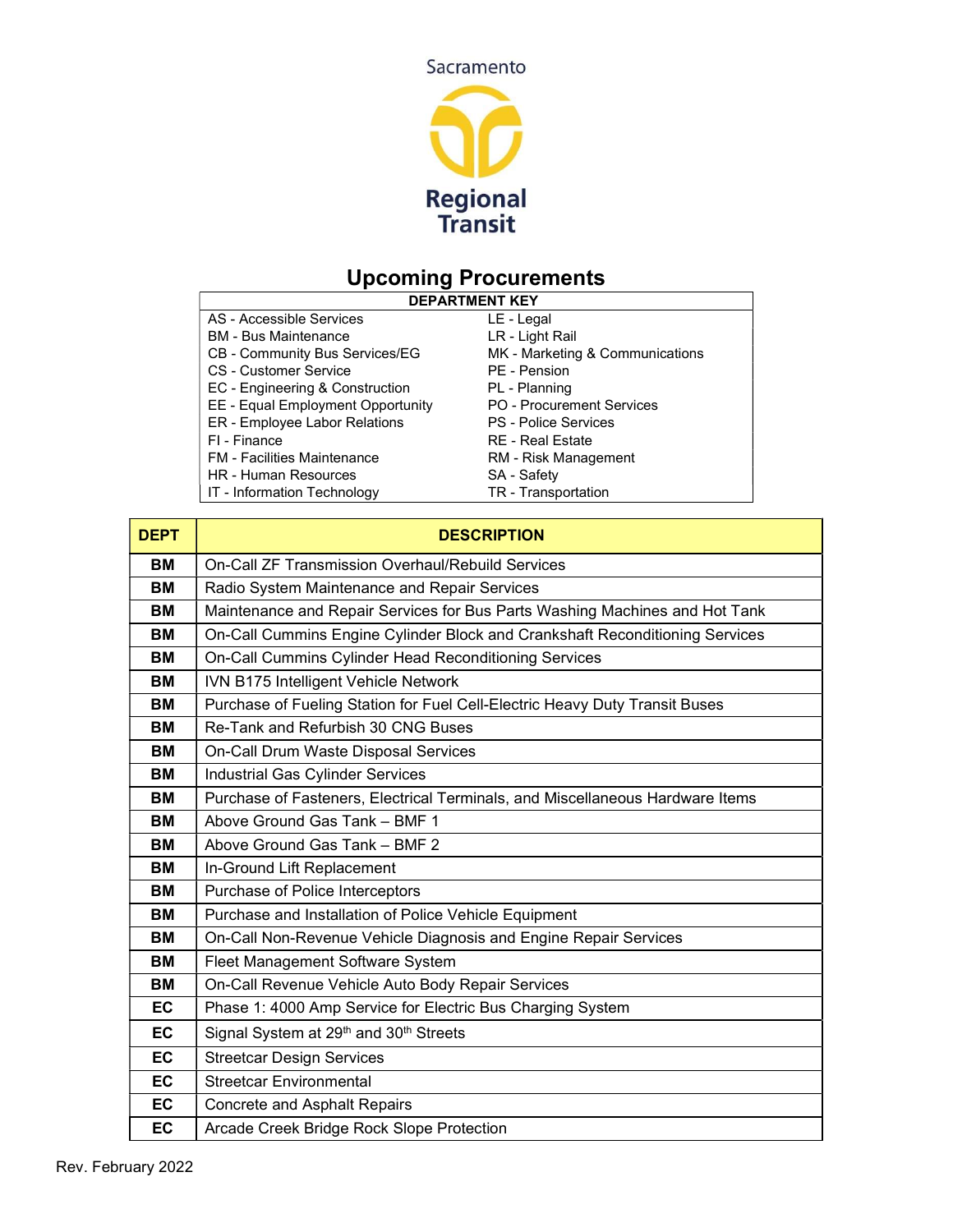Sacramento Regional Transit

# Upcoming Procurements

| DEPARTMENT KEY | |
|---|---|
| AS - Accessible Services | LE - Legal |
| BM - Bus Maintenance | LR - Light Rail |
| CB - Community Bus Services/EG | MK - Marketing & Communications |
| CS - Customer Service | PE - Pension |
| EC - Engineering & Construction | PL - Planning |
| EE - Equal Employment Opportunity | PO - Procurement Services |
| ER - Employee Labor Relations | PS - Police Services |
| FI - Finance | RE - Real Estate |
| FM - Facilities Maintenance | RM - Risk Management |
| HR - Human Resources | SA - Safety |
| IT - Information Technology | TR - Transportation |

| DEPT | DESCRIPTION |
|---|---|
| BM | On-Call ZF Transmission Overhaul/Rebuild Services |
| BM | Radio System Maintenance and Repair Services |
| BM | Maintenance and Repair Services for Bus Parts Washing Machines and Hot Tank |
| BM | On-Call Cummins Engine Cylinder Block and Crankshaft Reconditioning Services |
| BM | On-Call Cummins Cylinder Head Reconditioning Services |
| BM | IVN B175 Intelligent Vehicle Network |
| BM | Purchase of Fueling Station for Fuel Cell-Electric Heavy Duty Transit Buses |
| BM | Re-Tank and Refurbish 30 CNG Buses |
| BM | On-Call Drum Waste Disposal Services |
| BM | Industrial Gas Cylinder Services |
| BM | Purchase of Fasteners, Electrical Terminals, and Miscellaneous Hardware Items |
| BM | Above Ground Gas Tank – BMF 1 |
| BM | Above Ground Gas Tank – BMF 2 |
| BM | In-Ground Lift Replacement |
| BM | Purchase of Police Interceptors |
| BM | Purchase and Installation of Police Vehicle Equipment |
| BM | On-Call Non-Revenue Vehicle Diagnosis and Engine Repair Services |
| BM | Fleet Management Software System |
| BM | On-Call Revenue Vehicle Auto Body Repair Services |
| EC | Phase 1: 4000 Amp Service for Electric Bus Charging System |
| EC | Signal System at 29th and 30th Streets |
| EC | Streetcar Design Services |
| EC | Streetcar Environmental |
| EC | Concrete and Asphalt Repairs |
| EC | Arcade Creek Bridge Rock Slope Protection |

Rev. February 2022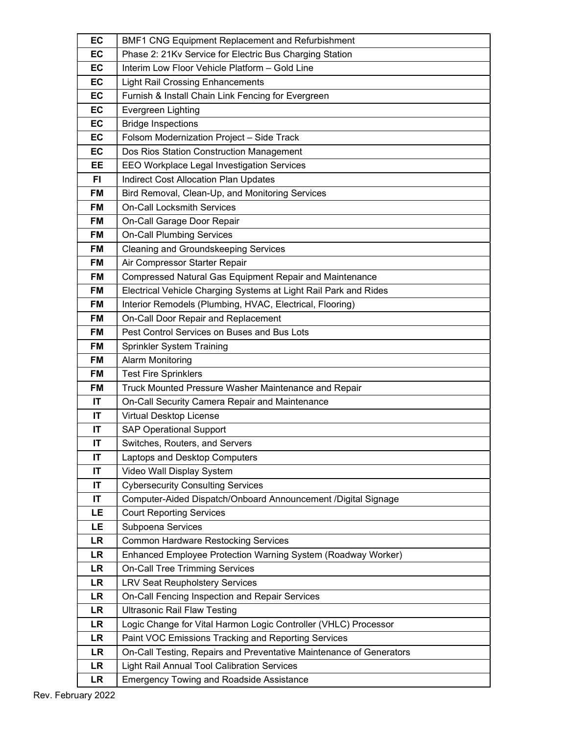| | |
|---|---|
| **EC** | BMF1 CNG Equipment Replacement and Refurbishment |
| **EC** | Phase 2: 21Kv Service for Electric Bus Charging Station |
| **EC** | Interim Low Floor Vehicle Platform – Gold Line |
| **EC** | Light Rail Crossing Enhancements |
| **EC** | Furnish & Install Chain Link Fencing for Evergreen |
| **EC** | Evergreen Lighting |
| **EC** | Bridge Inspections |
| **EC** | Folsom Modernization Project – Side Track |
| **EC** | Dos Rios Station Construction Management |
| **EE** | EEO Workplace Legal Investigation Services |
| **FI** | Indirect Cost Allocation Plan Updates |
| **FM** | Bird Removal, Clean-Up, and Monitoring Services |
| **FM** | On-Call Locksmith Services |
| **FM** | On-Call Garage Door Repair |
| **FM** | On-Call Plumbing Services |
| **FM** | Cleaning and Groundskeeping Services |
| **FM** | Air Compressor Starter Repair |
| **FM** | Compressed Natural Gas Equipment Repair and Maintenance |
| **FM** | Electrical Vehicle Charging Systems at Light Rail Park and Rides |
| **FM** | Interior Remodels (Plumbing, HVAC, Electrical, Flooring) |
| **FM** | On-Call Door Repair and Replacement |
| **FM** | Pest Control Services on Buses and Bus Lots |
| **FM** | Sprinkler System Training |
| **FM** | Alarm Monitoring |
| **FM** | Test Fire Sprinklers |
| **FM** | Truck Mounted Pressure Washer Maintenance and Repair |
| **IT** | On-Call Security Camera Repair and Maintenance |
| **IT** | Virtual Desktop License |
| **IT** | SAP Operational Support |
| **IT** | Switches, Routers, and Servers |
| **IT** | Laptops and Desktop Computers |
| **IT** | Video Wall Display System |
| **IT** | Cybersecurity Consulting Services |
| **IT** | Computer-Aided Dispatch/Onboard Announcement /Digital Signage |
| **LE** | Court Reporting Services |
| **LE** | Subpoena Services |
| **LR** | Common Hardware Restocking Services |
| **LR** | Enhanced Employee Protection Warning System (Roadway Worker) |
| **LR** | On-Call Tree Trimming Services |
| **LR** | LRV Seat Reupholstery Services |
| **LR** | On-Call Fencing Inspection and Repair Services |
| **LR** | Ultrasonic Rail Flaw Testing |
| **LR** | Logic Change for Vital Harmon Logic Controller (VHLC) Processor |
| **LR** | Paint VOC Emissions Tracking and Reporting Services |
| **LR** | On-Call Testing, Repairs and Preventative Maintenance of Generators |
| **LR** | Light Rail Annual Tool Calibration Services |
| **LR** | Emergency Towing and Roadside Assistance |

Rev. February 2022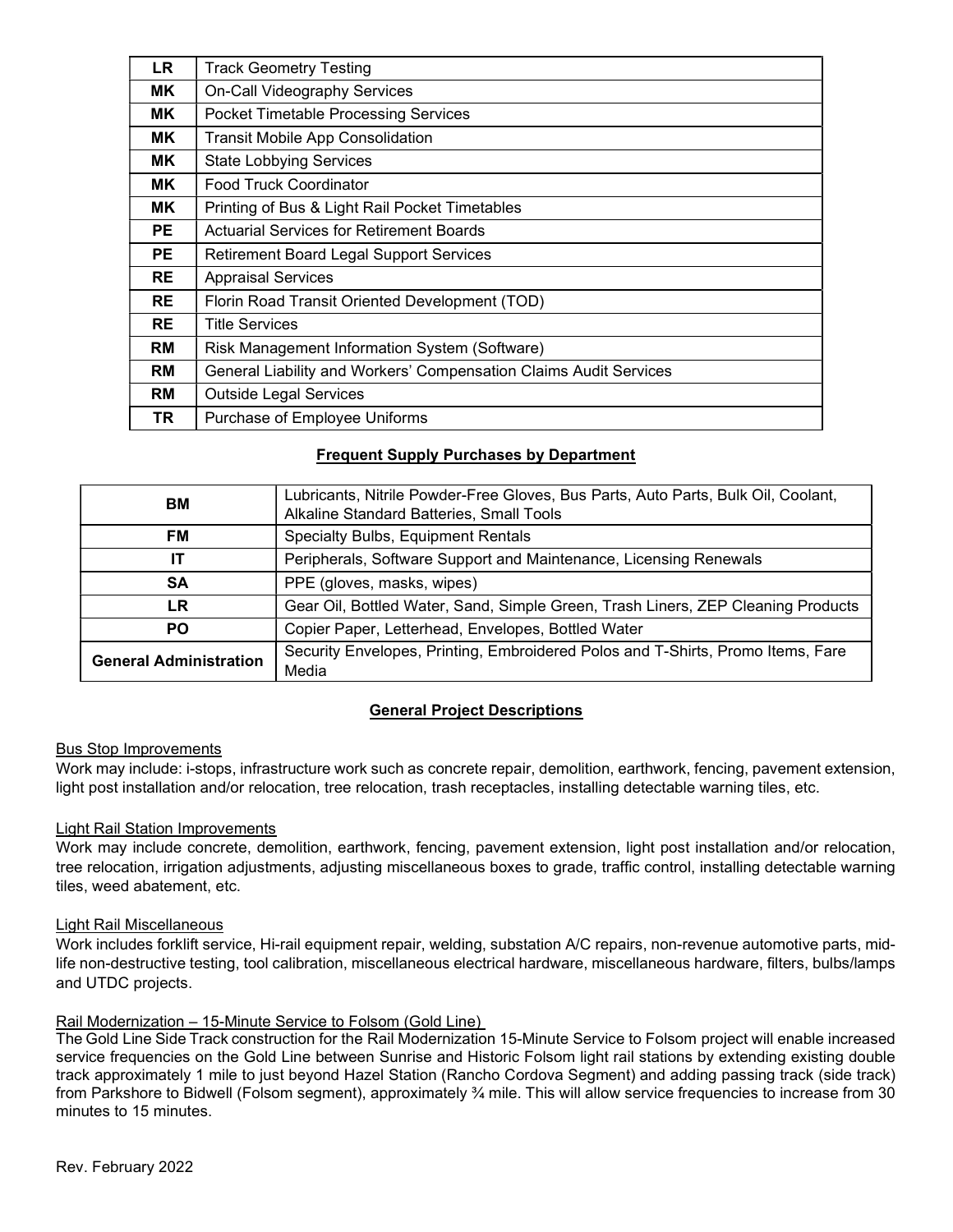| | |
|---|---|
| LR | Track Geometry Testing |
| MK | On-Call Videography Services |
| MK | Pocket Timetable Processing Services |
| MK | Transit Mobile App Consolidation |
| MK | State Lobbying Services |
| MK | Food Truck Coordinator |
| MK | Printing of Bus & Light Rail Pocket Timetables |
| PE | Actuarial Services for Retirement Boards |
| PE | Retirement Board Legal Support Services |
| RE | Appraisal Services |
| RE | Florin Road Transit Oriented Development (TOD) |
| RE | Title Services |
| RM | Risk Management Information System (Software) |
| RM | General Liability and Workers' Compensation Claims Audit Services |
| RM | Outside Legal Services |
| TR | Purchase of Employee Uniforms |

## **Frequent Supply Purchases by Department**

| | |
|---|---|
| **BM** | Lubricants, Nitrile Powder-Free Gloves, Bus Parts, Auto Parts, Bulk Oil, Coolant, Alkaline Standard Batteries, Small Tools |
| **FM** | Specialty Bulbs, Equipment Rentals |
| **IT** | Peripherals, Software Support and Maintenance, Licensing Renewals |
| **SA** | PPE (gloves, masks, wipes) |
| **LR** | Gear Oil, Bottled Water, Sand, Simple Green, Trash Liners, ZEP Cleaning Products |
| **PO** | Copier Paper, Letterhead, Envelopes, Bottled Water |
| **General Administration** | Security Envelopes, Printing, Embroidered Polos and T-Shirts, Promo Items, Fare Media |

## **General Project Descriptions**

### Bus Stop Improvements

Work may include: i-stops, infrastructure work such as concrete repair, demolition, earthwork, fencing, pavement extension, light post installation and/or relocation, tree relocation, trash receptacles, installing detectable warning tiles, etc.

### Light Rail Station Improvements

Work may include concrete, demolition, earthwork, fencing, pavement extension, light post installation and/or relocation, tree relocation, irrigation adjustments, adjusting miscellaneous boxes to grade, traffic control, installing detectable warning tiles, weed abatement, etc.

### Light Rail Miscellaneous

Work includes forklift service, Hi-rail equipment repair, welding, substation A/C repairs, non-revenue automotive parts, mid-life non-destructive testing, tool calibration, miscellaneous electrical hardware, miscellaneous hardware, filters, bulbs/lamps and UTDC projects.

### Rail Modernization – 15-Minute Service to Folsom (Gold Line)

The Gold Line Side Track construction for the Rail Modernization 15-Minute Service to Folsom project will enable increased service frequencies on the Gold Line between Sunrise and Historic Folsom light rail stations by extending existing double track approximately 1 mile to just beyond Hazel Station (Rancho Cordova Segment) and adding passing track (side track) from Parkshore to Bidwell (Folsom segment), approximately ¾ mile. This will allow service frequencies to increase from 30 minutes to 15 minutes.

Rev. February 2022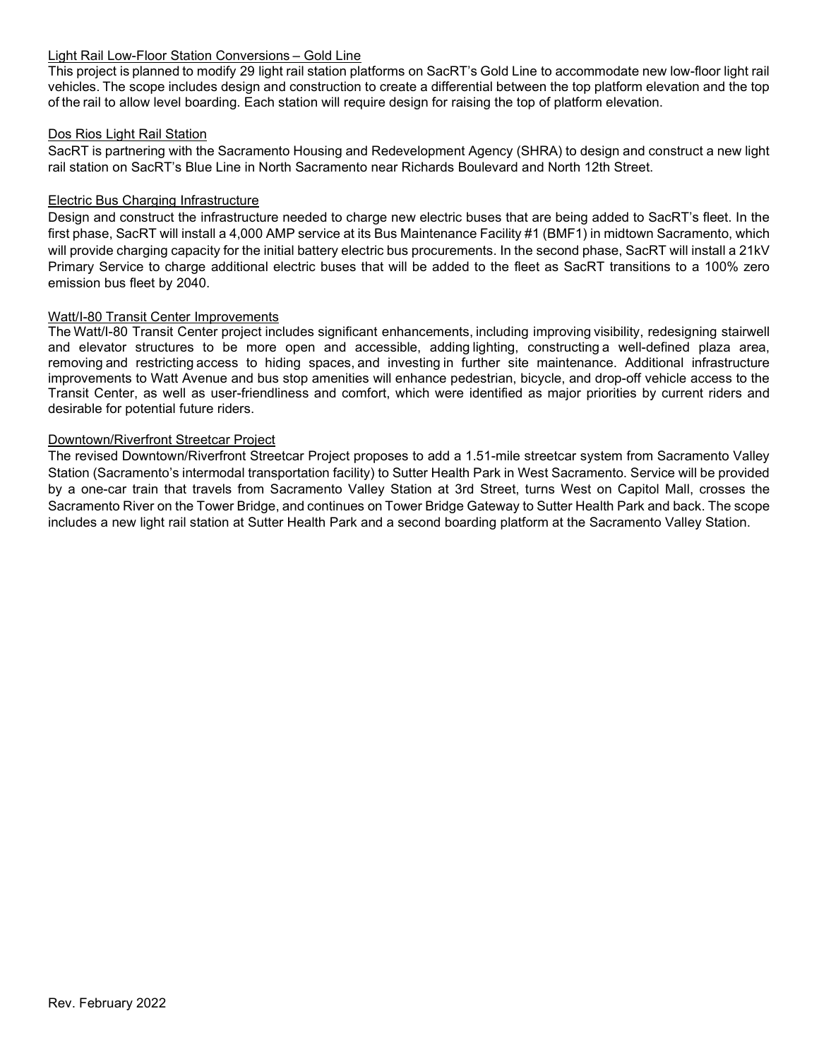### Light Rail Low-Floor Station Conversions – Gold Line

This project is planned to modify 29 light rail station platforms on SacRT's Gold Line to accommodate new low-floor light rail vehicles. The scope includes design and construction to create a differential between the top platform elevation and the top of the rail to allow level boarding. Each station will require design for raising the top of platform elevation.

### Dos Rios Light Rail Station

SacRT is partnering with the Sacramento Housing and Redevelopment Agency (SHRA) to design and construct a new light rail station on SacRT's Blue Line in North Sacramento near Richards Boulevard and North 12th Street.

### Electric Bus Charging Infrastructure

Design and construct the infrastructure needed to charge new electric buses that are being added to SacRT's fleet. In the first phase, SacRT will install a 4,000 AMP service at its Bus Maintenance Facility #1 (BMF1) in midtown Sacramento, which will provide charging capacity for the initial battery electric bus procurements. In the second phase, SacRT will install a 21kV Primary Service to charge additional electric buses that will be added to the fleet as SacRT transitions to a 100% zero emission bus fleet by 2040.

### Watt/I-80 Transit Center Improvements

The Watt/I-80 Transit Center project includes significant enhancements, including improving visibility, redesigning stairwell and elevator structures to be more open and accessible, adding lighting, constructing a well-defined plaza area, removing and restricting access to hiding spaces, and investing in further site maintenance. Additional infrastructure improvements to Watt Avenue and bus stop amenities will enhance pedestrian, bicycle, and drop-off vehicle access to the Transit Center, as well as user-friendliness and comfort, which were identified as major priorities by current riders and desirable for potential future riders.

### Downtown/Riverfront Streetcar Project

The revised Downtown/Riverfront Streetcar Project proposes to add a 1.51-mile streetcar system from Sacramento Valley Station (Sacramento's intermodal transportation facility) to Sutter Health Park in West Sacramento. Service will be provided by a one-car train that travels from Sacramento Valley Station at 3rd Street, turns West on Capitol Mall, crosses the Sacramento River on the Tower Bridge, and continues on Tower Bridge Gateway to Sutter Health Park and back. The scope includes a new light rail station at Sutter Health Park and a second boarding platform at the Sacramento Valley Station.

Rev. February 2022